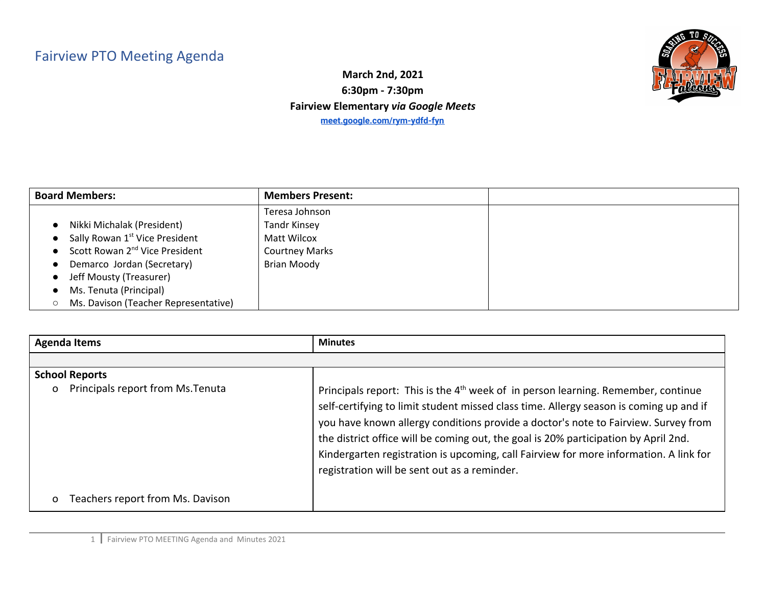# Fairview PTO Meeting Agenda

**March 2nd, 2021**
**6:30pm - 7:30pm**
**Fairview Elementary *via Google Meets***
**meet.google.com/rym-ydfd-fyn**

| **Board Members:** | **Members Present:** | |
|---|---|---|
| ● Nikki Michalak (President)<br>● Sally Rowan 1st Vice President<br>● Scott Rowan 2nd Vice President<br>● Demarco Jordan (Secretary)<br>● Jeff Mousty (Treasurer)<br>● Ms. Tenuta (Principal)<br>○ Ms. Davison (Teacher Representative) | Teresa Johnson<br>Tandr Kinsey<br>Matt Wilcox<br>Courtney Marks<br>Brian Moody | |

| **Agenda Items** | **Minutes** |
|---|---|
| | |
| **School Reports**<br>o Principals report from Ms.Tenuta | Principals report: This is the 4th week of in person learning. Remember, continue self-certifying to limit student missed class time. Allergy season is coming up and if you have known allergy conditions provide a doctor's note to Fairview. Survey from the district office will be coming out, the goal is 20% participation by April 2nd. Kindergarten registration is upcoming, call Fairview for more information. A link for registration will be sent out as a reminder. |
| o Teachers report from Ms. Davison | |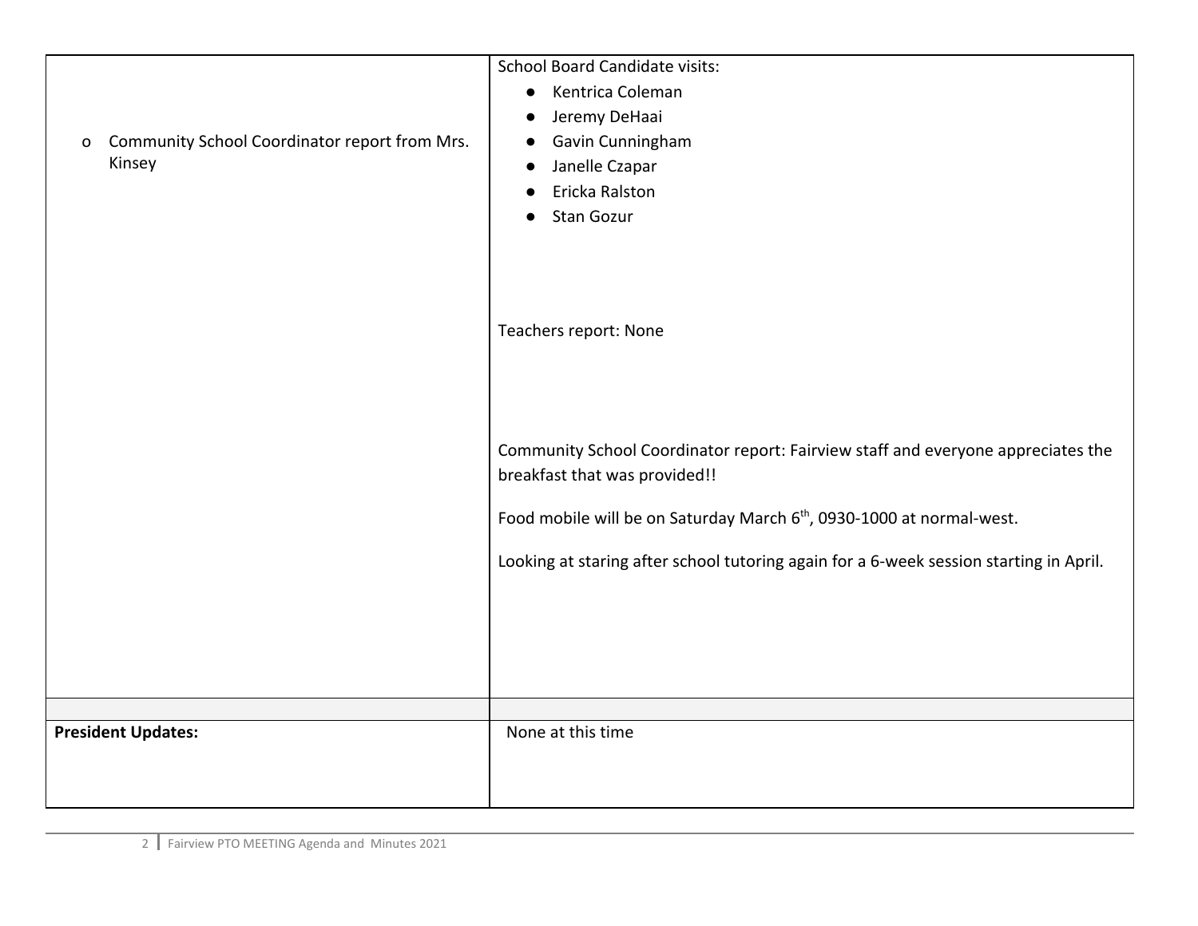| | |
|---|---|
| o Community School Coordinator report from Mrs. Kinsey | School Board Candidate visits:<br>● Kentrica Coleman<br>● Jeremy DeHaai<br>● Gavin Cunningham<br>● Janelle Czapar<br>● Ericka Ralston<br>● Stan Gozur<br><br>Teachers report: None<br><br>Community School Coordinator report: Fairview staff and everyone appreciates the breakfast that was provided!!<br><br>Food mobile will be on Saturday March 6th, 0930-1000 at normal-west.<br><br>Looking at staring after school tutoring again for a 6-week session starting in April. |
| | |
| **President Updates:** | None at this time |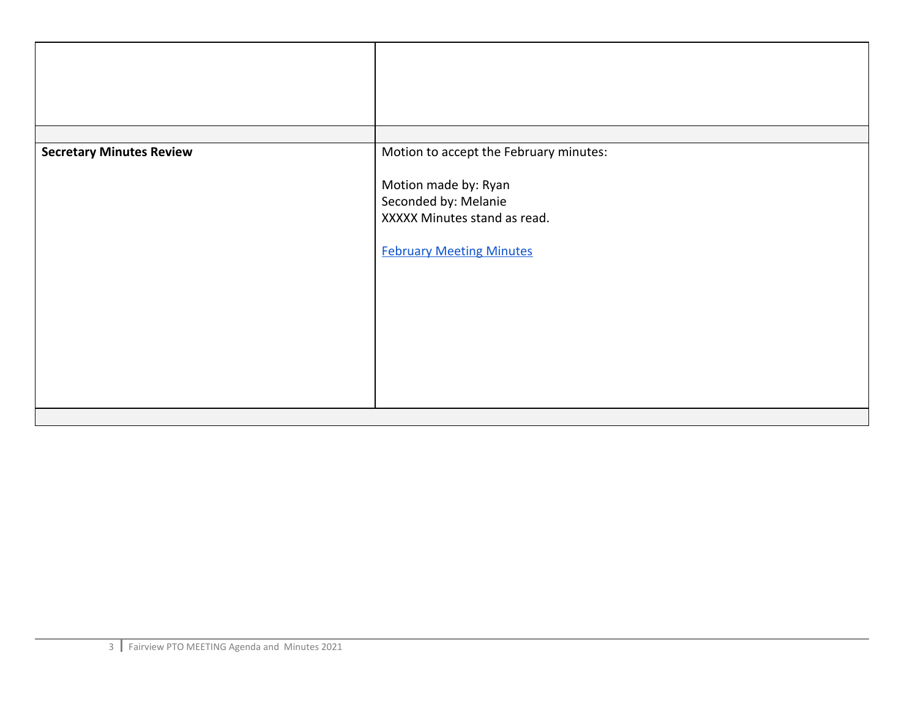| | |
|---|---|
| | |
| | |
| **Secretary Minutes Review** | Motion to accept the February minutes:<br><br>Motion made by: Ryan<br>Seconded by: Melanie<br>XXXXX Minutes stand as read.<br><br>February Meeting Minutes |
| | |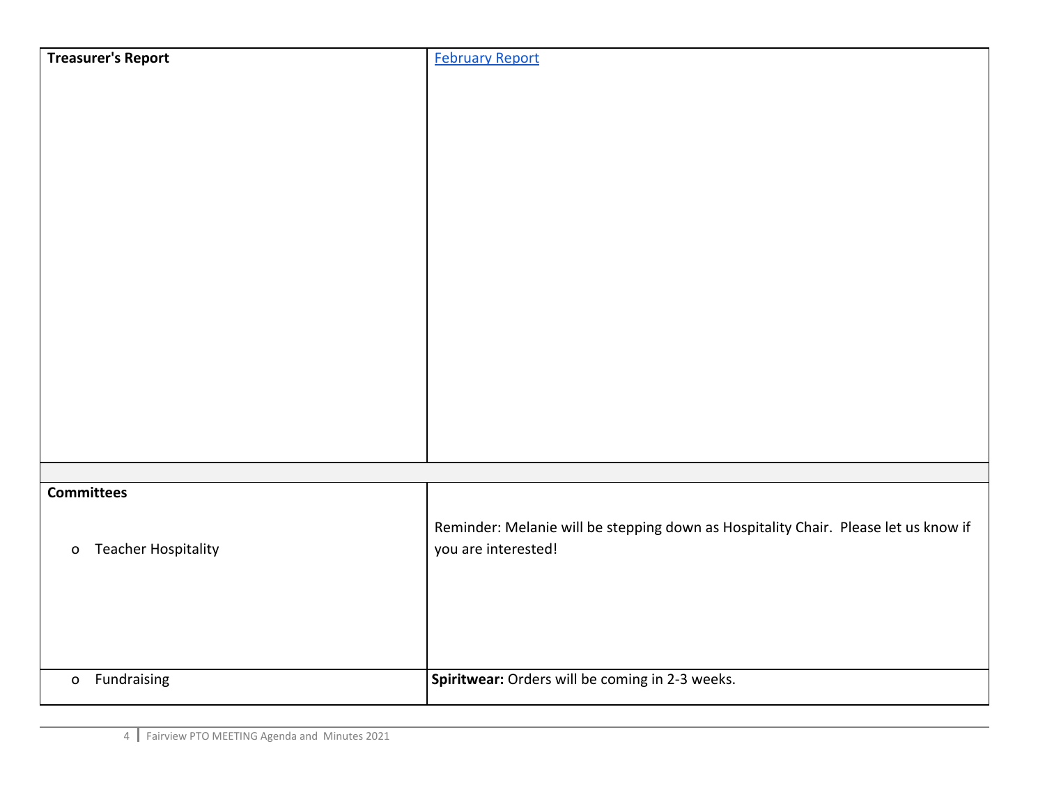| | |
|---|---|
| **Treasurer's Report** | [February Report] |
| | |
| **Committees**<br><br>o Teacher Hospitality | Reminder: Melanie will be stepping down as Hospitality Chair. Please let us know if you are interested! |
| o Fundraising | **Spiritwear:** Orders will be coming in 2-3 weeks. |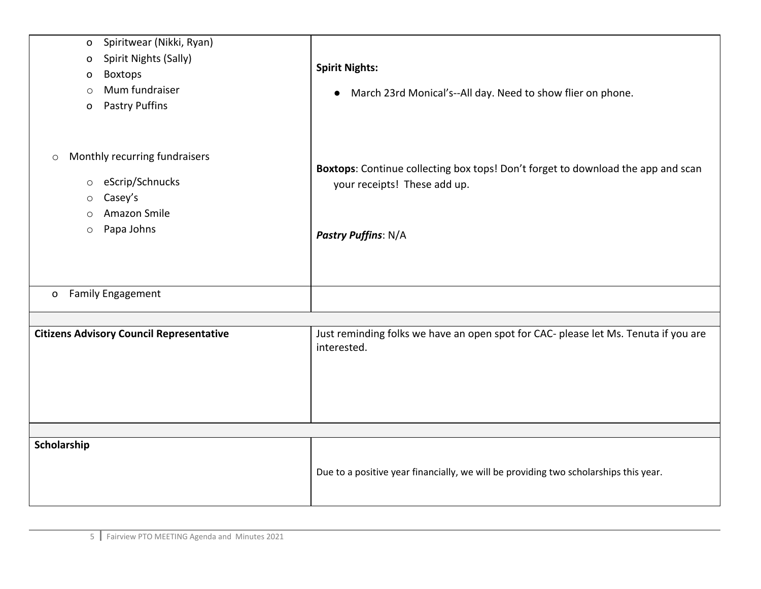| | |
|---|---|
| o Spiritwear (Nikki, Ryan)<br>o Spirit Nights (Sally)<br>o Boxtops<br>o Mum fundraiser<br>o Pastry Puffins<br><br>o Monthly recurring fundraisers<br>o eScrip/Schnucks<br>o Casey's<br>o Amazon Smile<br>o Papa Johns | **Spirit Nights:**<br>● March 23rd Monical's--All day. Need to show flier on phone.<br><br>**Boxtops**: Continue collecting box tops! Don't forget to download the app and scan your receipts! These add up.<br><br>***Pastry Puffins***: N/A |
| o Family Engagement | |
| | |
| **Citizens Advisory Council Representative** | Just reminding folks we have an open spot for CAC- please let Ms. Tenuta if you are interested. |
| | |
| **Scholarship** | Due to a positive year financially, we will be providing two scholarships this year. |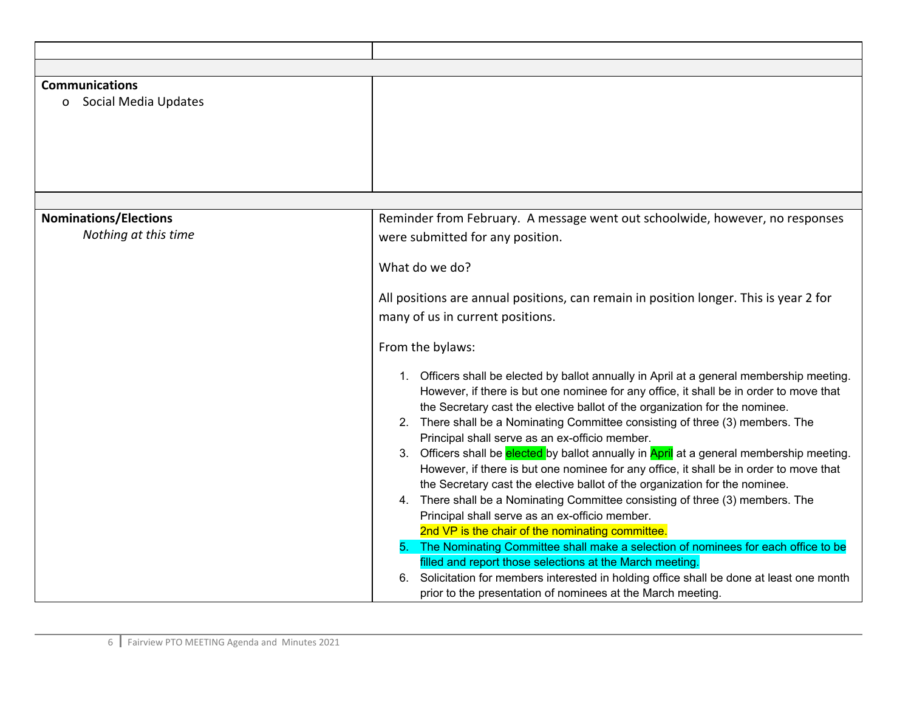| | |
|---|---|
| | |
| | |
| **Communications**<br>o Social Media Updates | |
| | |
| **Nominations/Elections**<br>*Nothing at this time* | Reminder from February. A message went out schoolwide, however, no responses were submitted for any position.<br><br>What do we do?<br><br>All positions are annual positions, can remain in position longer. This is year 2 for many of us in current positions.<br><br>From the bylaws:<br><br>1. Officers shall be elected by ballot annually in April at a general membership meeting. However, if there is but one nominee for any office, it shall be in order to move that the Secretary cast the elective ballot of the organization for the nominee.<br>2. There shall be a Nominating Committee consisting of three (3) members. The Principal shall serve as an ex-officio member.<br>3. Officers shall be elected by ballot annually in April at a general membership meeting. However, if there is but one nominee for any office, it shall be in order to move that the Secretary cast the elective ballot of the organization for the nominee.<br>4. There shall be a Nominating Committee consisting of three (3) members. The Principal shall serve as an ex-officio member.<br>2nd VP is the chair of the nominating committee.<br>5. The Nominating Committee shall make a selection of nominees for each office to be filled and report those selections at the March meeting.<br>6. Solicitation for members interested in holding office shall be done at least one month prior to the presentation of nominees at the March meeting. |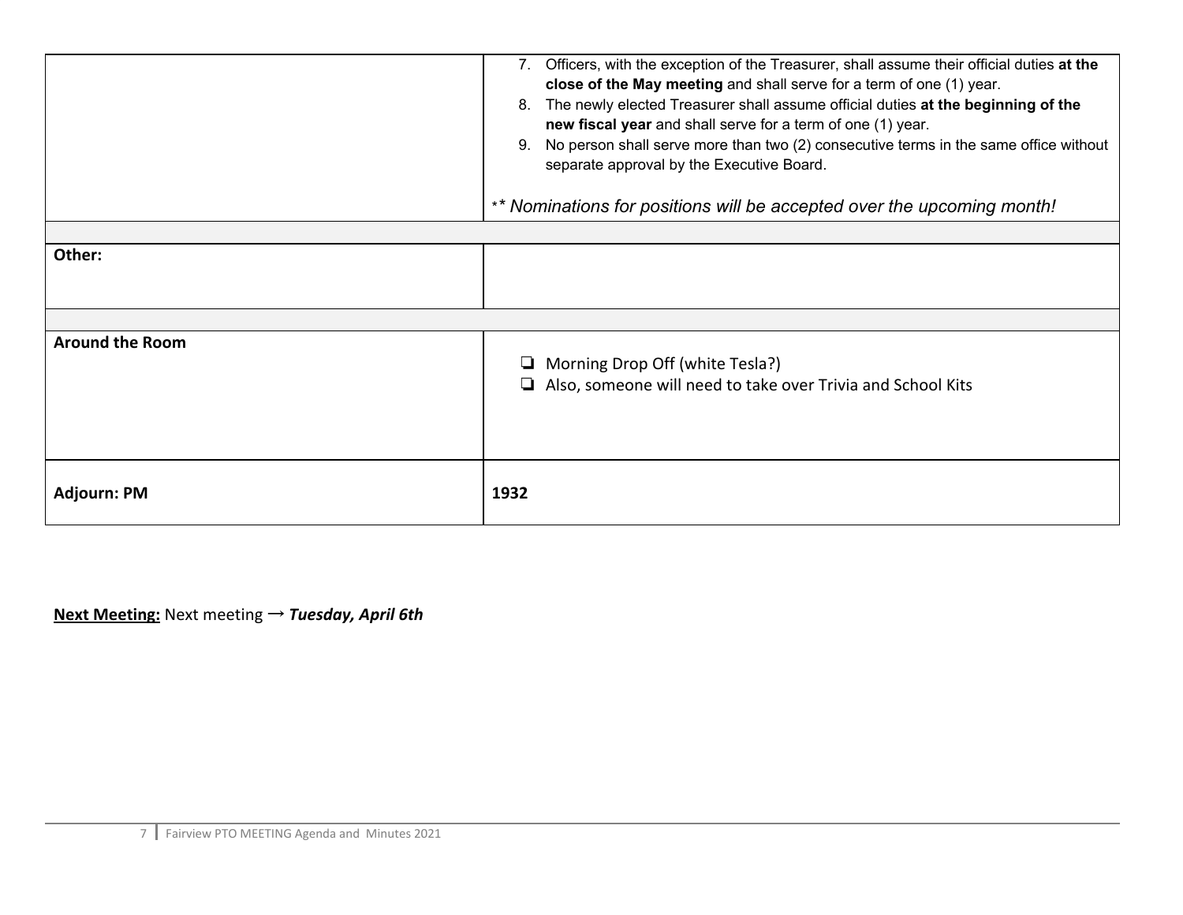| | |
|---|---|
| | 7. Officers, with the exception of the Treasurer, shall assume their official duties **at the close of the May meeting** and shall serve for a term of one (1) year.<br>8. The newly elected Treasurer shall assume official duties **at the beginning of the new fiscal year** and shall serve for a term of one (1) year.<br>9. No person shall serve more than two (2) consecutive terms in the same office without separate approval by the Executive Board.<br><br>*\*\* Nominations for positions will be accepted over the upcoming month!* |
| | |
| **Other:** | |
| | |
| **Around the Room** | ❏ Morning Drop Off (white Tesla?)<br>❏ Also, someone will need to take over Trivia and School Kits |
| **Adjourn: PM** | **1932** |

**Next Meeting:** Next meeting → ***Tuesday, April 6th***